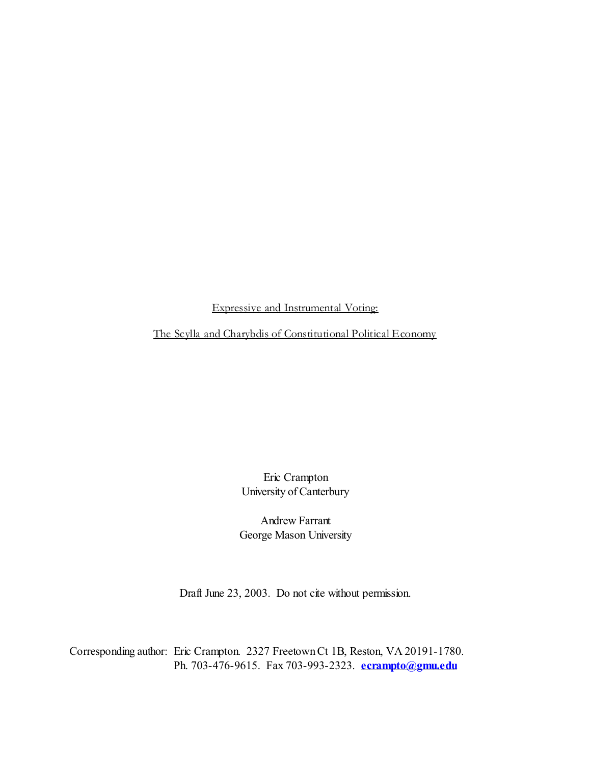# Expressive and Instrumental Voting:

## The Scylla and Charybdis of Constitutional Political Economy

Eric Crampton
University of Canterbury

Andrew Farrant
George Mason University

Draft June 23, 2003. Do not cite without permission.

Corresponding author: Eric Crampton. 2327 Freetown Ct 1B, Reston, VA 20191-1780.
Ph. 703-476-9615. Fax 703-993-2323. **ecrampto@gmu.edu**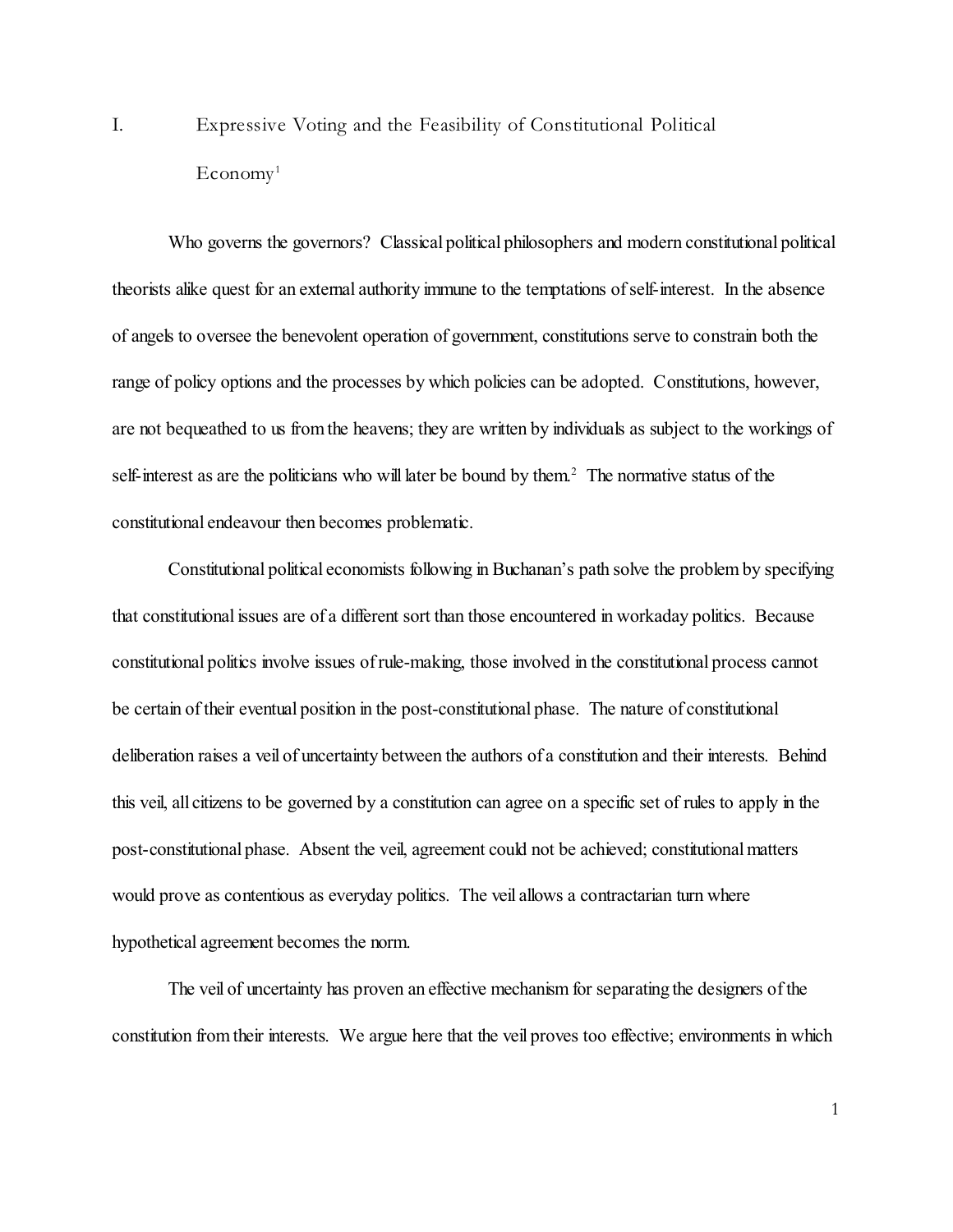# I. Expressive Voting and the Feasibility of Constitutional Political Economy[1]

Who governs the governors? Classical political philosophers and modern constitutional political theorists alike quest for an external authority immune to the temptations of self-interest. In the absence of angels to oversee the benevolent operation of government, constitutions serve to constrain both the range of policy options and the processes by which policies can be adopted. Constitutions, however, are not bequeathed to us from the heavens; they are written by individuals as subject to the workings of self-interest as are the politicians who will later be bound by them.[2] The normative status of the constitutional endeavour then becomes problematic.

Constitutional political economists following in Buchanan's path solve the problem by specifying that constitutional issues are of a different sort than those encountered in workaday politics. Because constitutional politics involve issues of rule-making, those involved in the constitutional process cannot be certain of their eventual position in the post-constitutional phase. The nature of constitutional deliberation raises a veil of uncertainty between the authors of a constitution and their interests. Behind this veil, all citizens to be governed by a constitution can agree on a specific set of rules to apply in the post-constitutional phase. Absent the veil, agreement could not be achieved; constitutional matters would prove as contentious as everyday politics. The veil allows a contractarian turn where hypothetical agreement becomes the norm.

The veil of uncertainty has proven an effective mechanism for separating the designers of the constitution from their interests. We argue here that the veil proves too effective; environments in which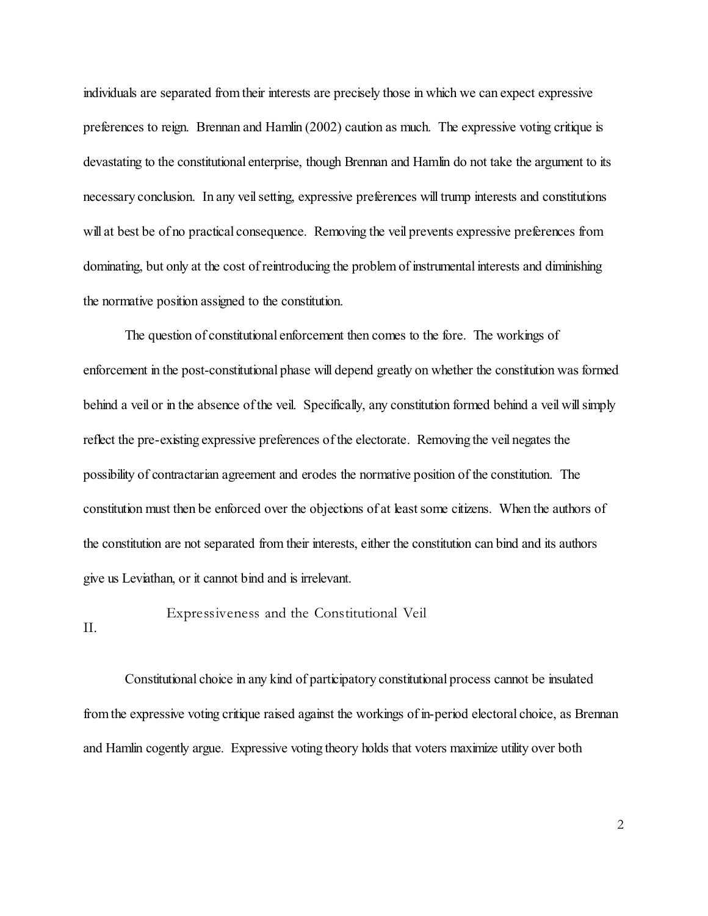individuals are separated from their interests are precisely those in which we can expect expressive preferences to reign. Brennan and Hamlin (2002) caution as much. The expressive voting critique is devastating to the constitutional enterprise, though Brennan and Hamlin do not take the argument to its necessary conclusion. In any veil setting, expressive preferences will trump interests and constitutions will at best be of no practical consequence. Removing the veil prevents expressive preferences from dominating, but only at the cost of reintroducing the problem of instrumental interests and diminishing the normative position assigned to the constitution.

The question of constitutional enforcement then comes to the fore. The workings of enforcement in the post-constitutional phase will depend greatly on whether the constitution was formed behind a veil or in the absence of the veil. Specifically, any constitution formed behind a veil will simply reflect the pre-existing expressive preferences of the electorate. Removing the veil negates the possibility of contractarian agreement and erodes the normative position of the constitution. The constitution must then be enforced over the objections of at least some citizens. When the authors of the constitution are not separated from their interests, either the constitution can bind and its authors give us Leviathan, or it cannot bind and is irrelevant.

## II. Expressiveness and the Constitutional Veil

Constitutional choice in any kind of participatory constitutional process cannot be insulated from the expressive voting critique raised against the workings of in-period electoral choice, as Brennan and Hamlin cogently argue. Expressive voting theory holds that voters maximize utility over both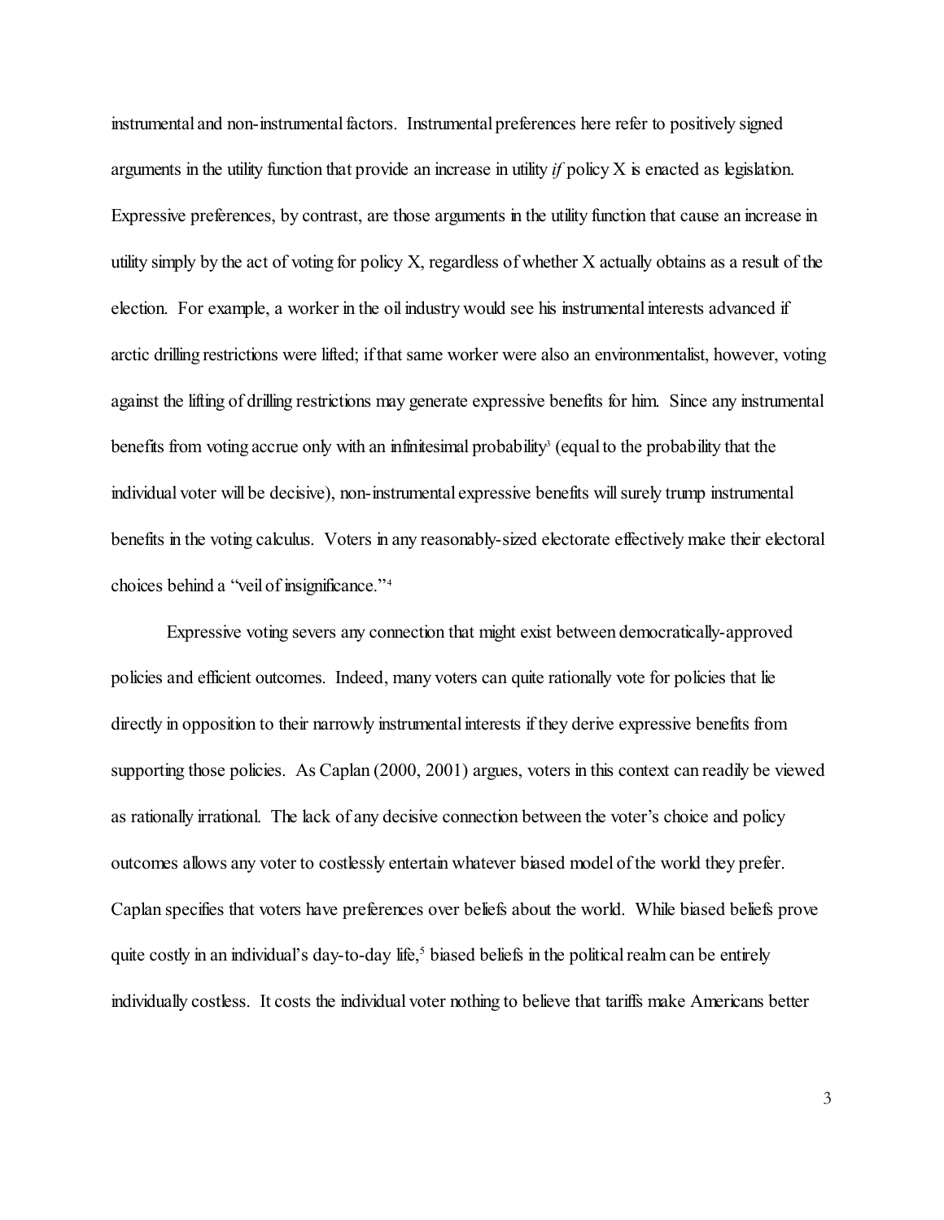instrumental and non-instrumental factors. Instrumental preferences here refer to positively signed arguments in the utility function that provide an increase in utility *if* policy X is enacted as legislation. Expressive preferences, by contrast, are those arguments in the utility function that cause an increase in utility simply by the act of voting for policy X, regardless of whether X actually obtains as a result of the election. For example, a worker in the oil industry would see his instrumental interests advanced if arctic drilling restrictions were lifted; if that same worker were also an environmentalist, however, voting against the lifting of drilling restrictions may generate expressive benefits for him. Since any instrumental benefits from voting accrue only with an infinitesimal probability[3] (equal to the probability that the individual voter will be decisive), non-instrumental expressive benefits will surely trump instrumental benefits in the voting calculus. Voters in any reasonably-sized electorate effectively make their electoral choices behind a "veil of insignificance."[4]

Expressive voting severs any connection that might exist between democratically-approved policies and efficient outcomes. Indeed, many voters can quite rationally vote for policies that lie directly in opposition to their narrowly instrumental interests if they derive expressive benefits from supporting those policies. As Caplan (2000, 2001) argues, voters in this context can readily be viewed as rationally irrational. The lack of any decisive connection between the voter's choice and policy outcomes allows any voter to costlessly entertain whatever biased model of the world they prefer. Caplan specifies that voters have preferences over beliefs about the world. While biased beliefs prove quite costly in an individual's day-to-day life,[5] biased beliefs in the political realm can be entirely individually costless. It costs the individual voter nothing to believe that tariffs make Americans better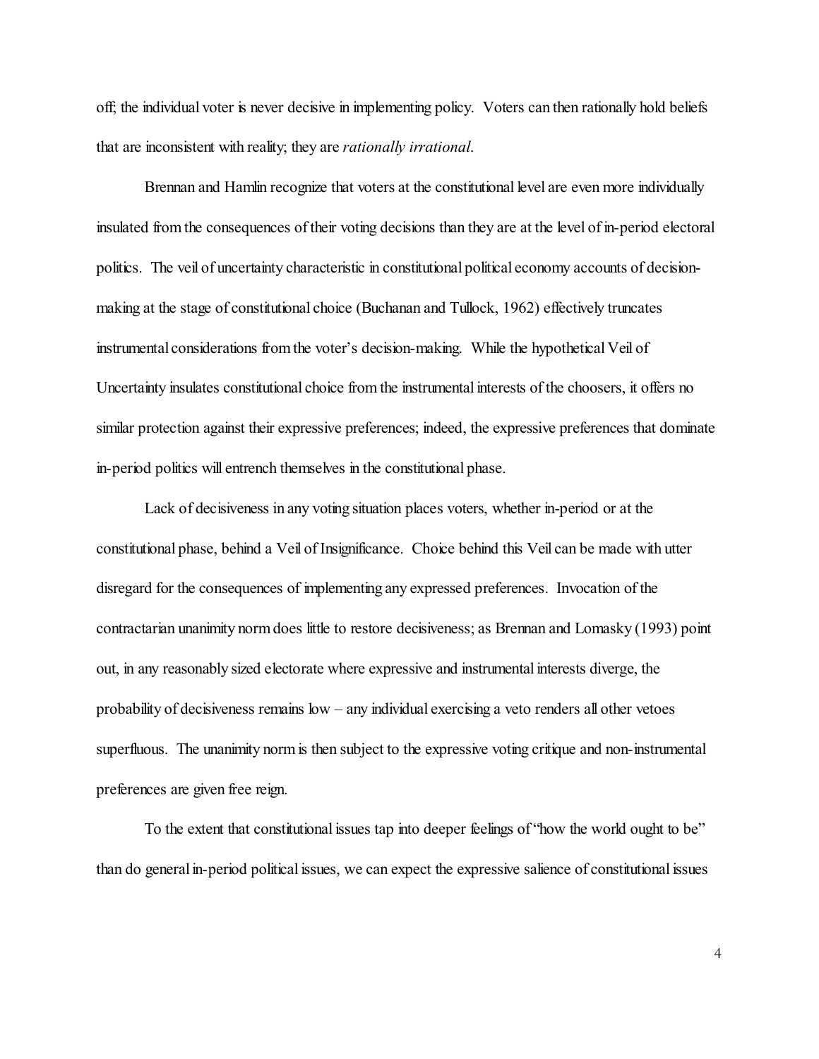off; the individual voter is never decisive in implementing policy. Voters can then rationally hold beliefs that are inconsistent with reality; they are *rationally irrational*.

Brennan and Hamlin recognize that voters at the constitutional level are even more individually insulated from the consequences of their voting decisions than they are at the level of in-period electoral politics. The veil of uncertainty characteristic in constitutional political economy accounts of decision-making at the stage of constitutional choice (Buchanan and Tullock, 1962) effectively truncates instrumental considerations from the voter's decision-making. While the hypothetical Veil of Uncertainty insulates constitutional choice from the instrumental interests of the choosers, it offers no similar protection against their expressive preferences; indeed, the expressive preferences that dominate in-period politics will entrench themselves in the constitutional phase.

Lack of decisiveness in any voting situation places voters, whether in-period or at the constitutional phase, behind a Veil of Insignificance. Choice behind this Veil can be made with utter disregard for the consequences of implementing any expressed preferences. Invocation of the contractarian unanimity norm does little to restore decisiveness; as Brennan and Lomasky (1993) point out, in any reasonably sized electorate where expressive and instrumental interests diverge, the probability of decisiveness remains low – any individual exercising a veto renders all other vetoes superfluous. The unanimity norm is then subject to the expressive voting critique and non-instrumental preferences are given free reign.

To the extent that constitutional issues tap into deeper feelings of "how the world ought to be" than do general in-period political issues, we can expect the expressive salience of constitutional issues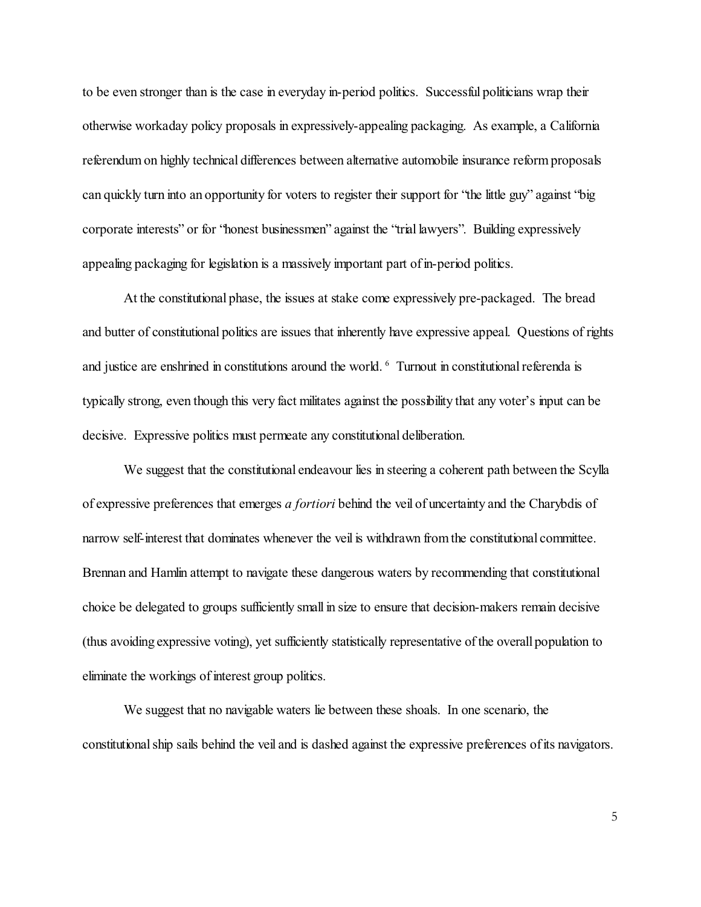to be even stronger than is the case in everyday in-period politics. Successful politicians wrap their otherwise workaday policy proposals in expressively-appealing packaging. As example, a California referendum on highly technical differences between alternative automobile insurance reform proposals can quickly turn into an opportunity for voters to register their support for "the little guy" against "big corporate interests" or for "honest businessmen" against the "trial lawyers". Building expressively appealing packaging for legislation is a massively important part of in-period politics.

At the constitutional phase, the issues at stake come expressively pre-packaged. The bread and butter of constitutional politics are issues that inherently have expressive appeal. Questions of rights and justice are enshrined in constitutions around the world. [6] Turnout in constitutional referenda is typically strong, even though this very fact militates against the possibility that any voter's input can be decisive. Expressive politics must permeate any constitutional deliberation.

We suggest that the constitutional endeavour lies in steering a coherent path between the Scylla of expressive preferences that emerges *a fortiori* behind the veil of uncertainty and the Charybdis of narrow self-interest that dominates whenever the veil is withdrawn from the constitutional committee. Brennan and Hamlin attempt to navigate these dangerous waters by recommending that constitutional choice be delegated to groups sufficiently small in size to ensure that decision-makers remain decisive (thus avoiding expressive voting), yet sufficiently statistically representative of the overall population to eliminate the workings of interest group politics.

We suggest that no navigable waters lie between these shoals. In one scenario, the constitutional ship sails behind the veil and is dashed against the expressive preferences of its navigators.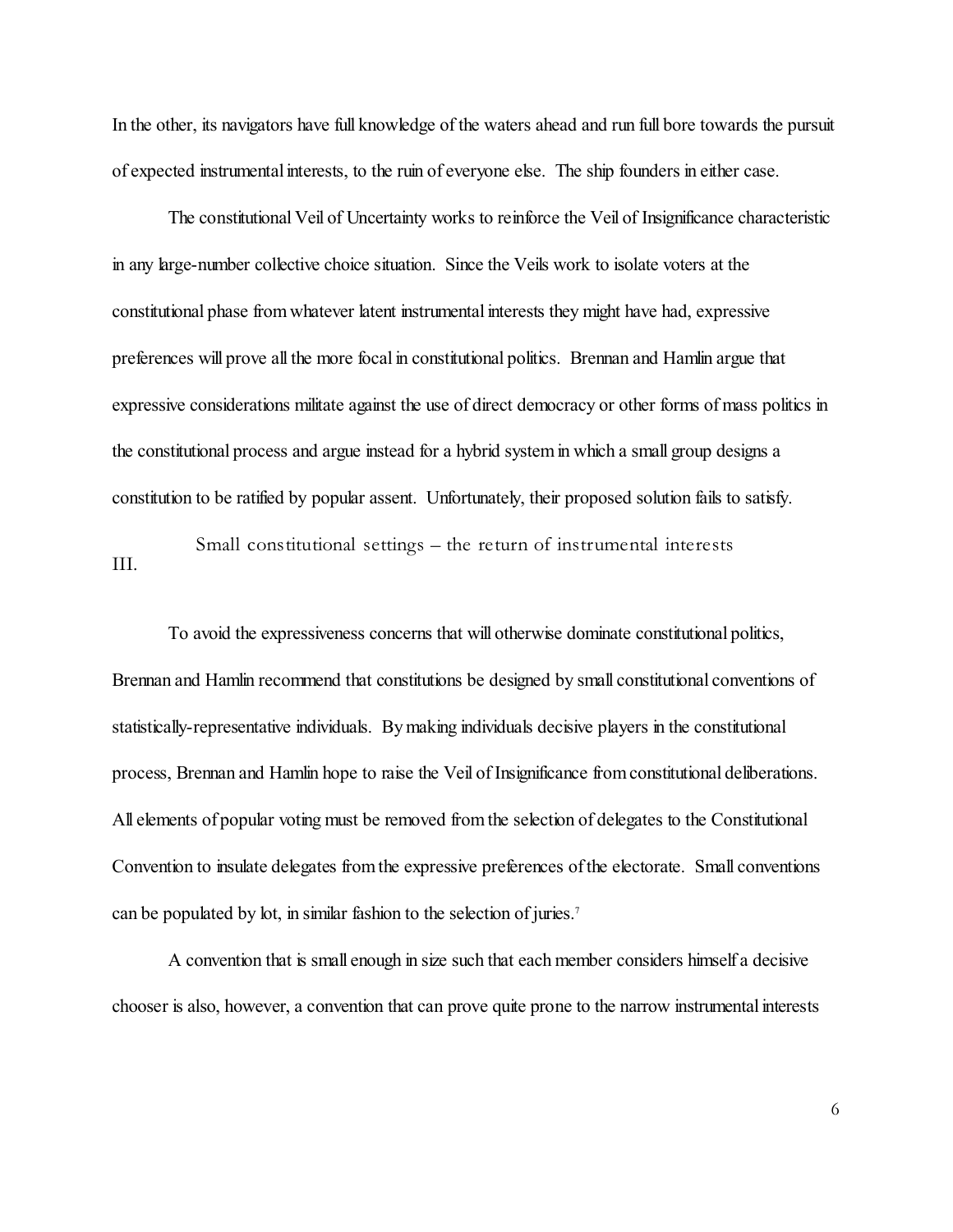In the other, its navigators have full knowledge of the waters ahead and run full bore towards the pursuit of expected instrumental interests, to the ruin of everyone else. The ship founders in either case.

The constitutional Veil of Uncertainty works to reinforce the Veil of Insignificance characteristic in any large-number collective choice situation. Since the Veils work to isolate voters at the constitutional phase from whatever latent instrumental interests they might have had, expressive preferences will prove all the more focal in constitutional politics. Brennan and Hamlin argue that expressive considerations militate against the use of direct democracy or other forms of mass politics in the constitutional process and argue instead for a hybrid system in which a small group designs a constitution to be ratified by popular assent. Unfortunately, their proposed solution fails to satisfy.

## III. Small constitutional settings – the return of instrumental interests

To avoid the expressiveness concerns that will otherwise dominate constitutional politics, Brennan and Hamlin recommend that constitutions be designed by small constitutional conventions of statistically-representative individuals. By making individuals decisive players in the constitutional process, Brennan and Hamlin hope to raise the Veil of Insignificance from constitutional deliberations. All elements of popular voting must be removed from the selection of delegates to the Constitutional Convention to insulate delegates from the expressive preferences of the electorate. Small conventions can be populated by lot, in similar fashion to the selection of juries.[7]

A convention that is small enough in size such that each member considers himself a decisive chooser is also, however, a convention that can prove quite prone to the narrow instrumental interests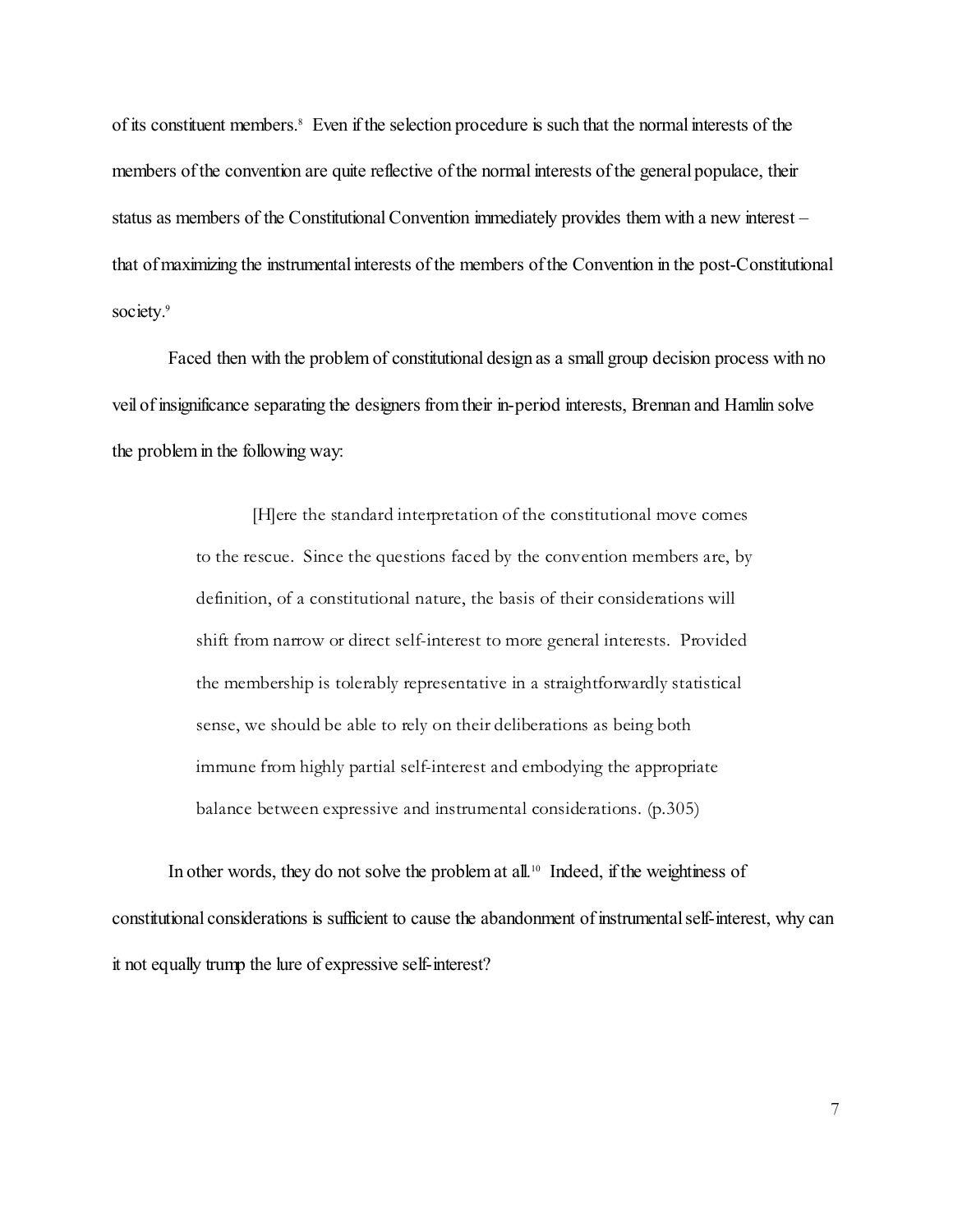of its constituent members.[8] Even if the selection procedure is such that the normal interests of the members of the convention are quite reflective of the normal interests of the general populace, their status as members of the Constitutional Convention immediately provides them with a new interest – that of maximizing the instrumental interests of the members of the Convention in the post-Constitutional society.[9]

Faced then with the problem of constitutional design as a small group decision process with no veil of insignificance separating the designers from their in-period interests, Brennan and Hamlin solve the problem in the following way:

> [H]ere the standard interpretation of the constitutional move comes to the rescue. Since the questions faced by the convention members are, by definition, of a constitutional nature, the basis of their considerations will shift from narrow or direct self-interest to more general interests. Provided the membership is tolerably representative in a straightforwardly statistical sense, we should be able to rely on their deliberations as being both immune from highly partial self-interest and embodying the appropriate balance between expressive and instrumental considerations. (p.305)

In other words, they do not solve the problem at all.[10] Indeed, if the weightiness of constitutional considerations is sufficient to cause the abandonment of instrumental self-interest, why can it not equally trump the lure of expressive self-interest?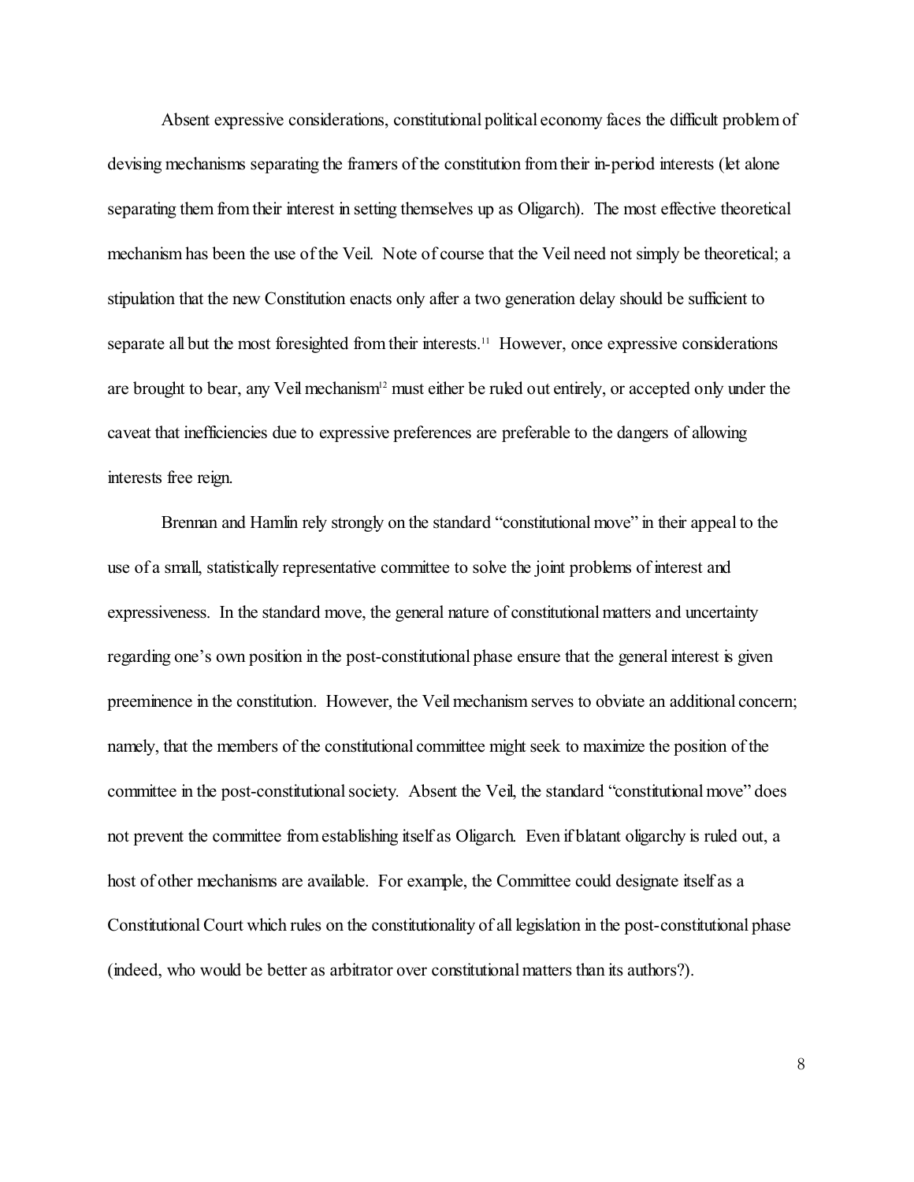Absent expressive considerations, constitutional political economy faces the difficult problem of devising mechanisms separating the framers of the constitution from their in-period interests (let alone separating them from their interest in setting themselves up as Oligarch). The most effective theoretical mechanism has been the use of the Veil. Note of course that the Veil need not simply be theoretical; a stipulation that the new Constitution enacts only after a two generation delay should be sufficient to separate all but the most foresighted from their interests.[11] However, once expressive considerations are brought to bear, any Veil mechanism[12] must either be ruled out entirely, or accepted only under the caveat that inefficiencies due to expressive preferences are preferable to the dangers of allowing interests free reign.

Brennan and Hamlin rely strongly on the standard "constitutional move" in their appeal to the use of a small, statistically representative committee to solve the joint problems of interest and expressiveness. In the standard move, the general nature of constitutional matters and uncertainty regarding one's own position in the post-constitutional phase ensure that the general interest is given preeminence in the constitution. However, the Veil mechanism serves to obviate an additional concern; namely, that the members of the constitutional committee might seek to maximize the position of the committee in the post-constitutional society. Absent the Veil, the standard "constitutional move" does not prevent the committee from establishing itself as Oligarch. Even if blatant oligarchy is ruled out, a host of other mechanisms are available. For example, the Committee could designate itself as a Constitutional Court which rules on the constitutionality of all legislation in the post-constitutional phase (indeed, who would be better as arbitrator over constitutional matters than its authors?).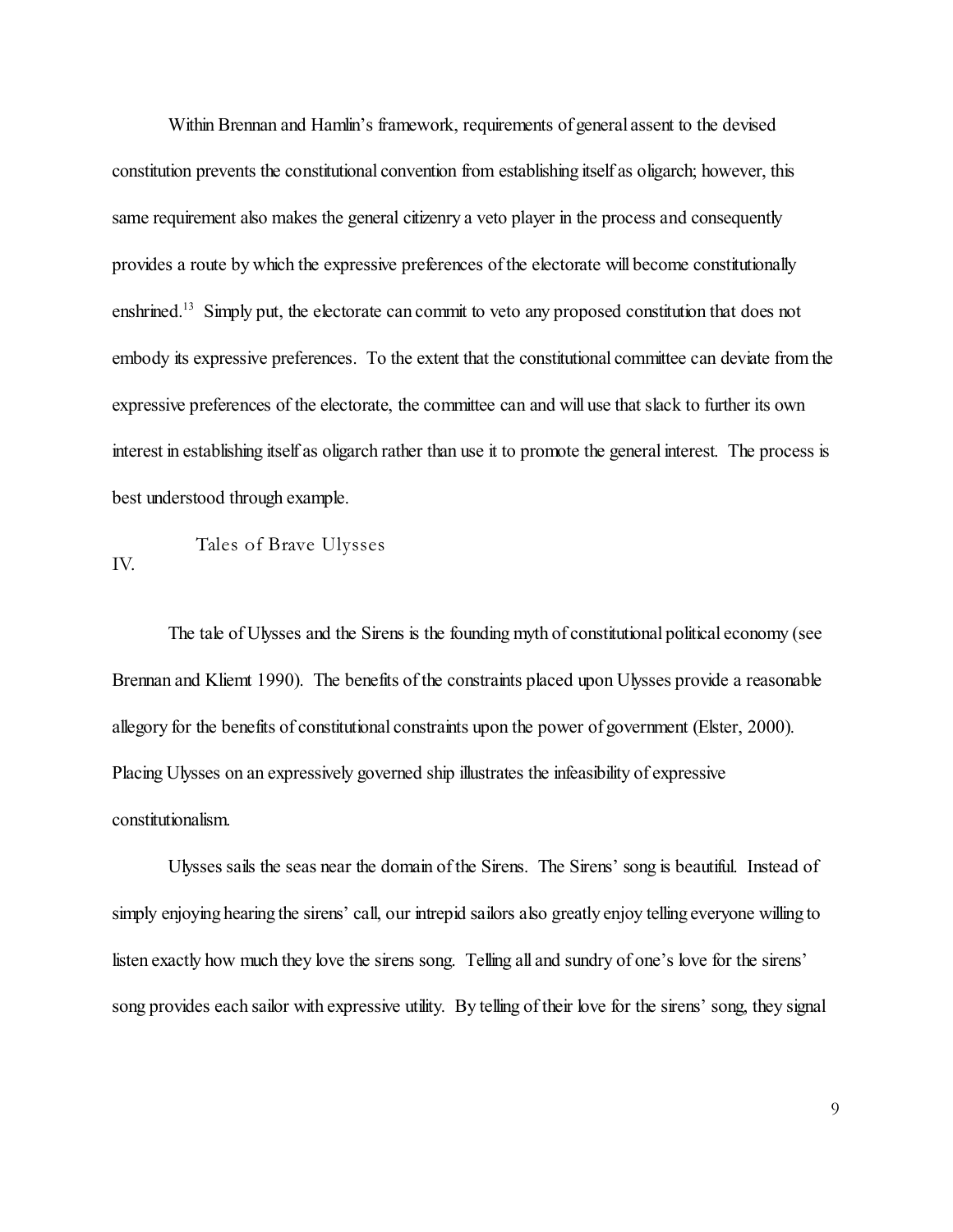Within Brennan and Hamlin's framework, requirements of general assent to the devised constitution prevents the constitutional convention from establishing itself as oligarch; however, this same requirement also makes the general citizenry a veto player in the process and consequently provides a route by which the expressive preferences of the electorate will become constitutionally enshrined.[13] Simply put, the electorate can commit to veto any proposed constitution that does not embody its expressive preferences. To the extent that the constitutional committee can deviate from the expressive preferences of the electorate, the committee can and will use that slack to further its own interest in establishing itself as oligarch rather than use it to promote the general interest. The process is best understood through example.

## IV. Tales of Brave Ulysses

The tale of Ulysses and the Sirens is the founding myth of constitutional political economy (see Brennan and Kliemt 1990). The benefits of the constraints placed upon Ulysses provide a reasonable allegory for the benefits of constitutional constraints upon the power of government (Elster, 2000). Placing Ulysses on an expressively governed ship illustrates the infeasibility of expressive constitutionalism.

Ulysses sails the seas near the domain of the Sirens. The Sirens' song is beautiful. Instead of simply enjoying hearing the sirens' call, our intrepid sailors also greatly enjoy telling everyone willing to listen exactly how much they love the sirens song. Telling all and sundry of one's love for the sirens' song provides each sailor with expressive utility. By telling of their love for the sirens' song, they signal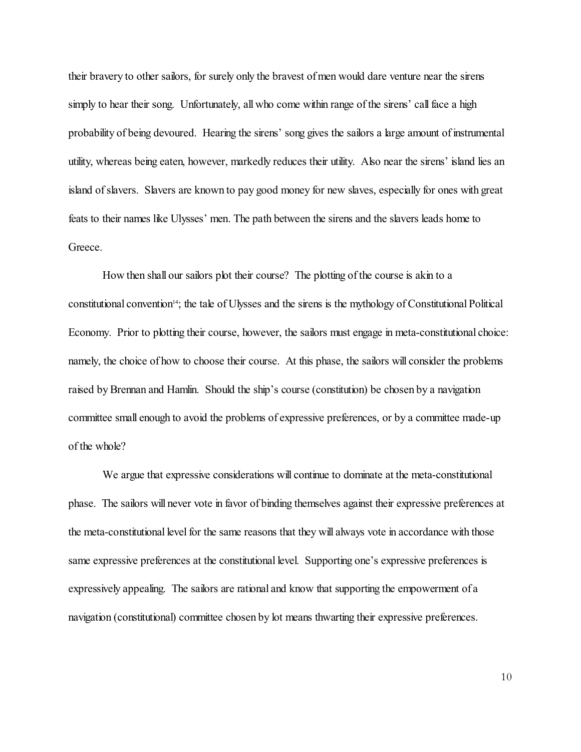their bravery to other sailors, for surely only the bravest of men would dare venture near the sirens simply to hear their song. Unfortunately, all who come within range of the sirens' call face a high probability of being devoured. Hearing the sirens' song gives the sailors a large amount of instrumental utility, whereas being eaten, however, markedly reduces their utility. Also near the sirens' island lies an island of slavers. Slavers are known to pay good money for new slaves, especially for ones with great feats to their names like Ulysses' men. The path between the sirens and the slavers leads home to Greece.

How then shall our sailors plot their course? The plotting of the course is akin to a constitutional convention[14]; the tale of Ulysses and the sirens is the mythology of Constitutional Political Economy. Prior to plotting their course, however, the sailors must engage in meta-constitutional choice: namely, the choice of how to choose their course. At this phase, the sailors will consider the problems raised by Brennan and Hamlin. Should the ship's course (constitution) be chosen by a navigation committee small enough to avoid the problems of expressive preferences, or by a committee made-up of the whole?

We argue that expressive considerations will continue to dominate at the meta-constitutional phase. The sailors will never vote in favor of binding themselves against their expressive preferences at the meta-constitutional level for the same reasons that they will always vote in accordance with those same expressive preferences at the constitutional level. Supporting one's expressive preferences is expressively appealing. The sailors are rational and know that supporting the empowerment of a navigation (constitutional) committee chosen by lot means thwarting their expressive preferences.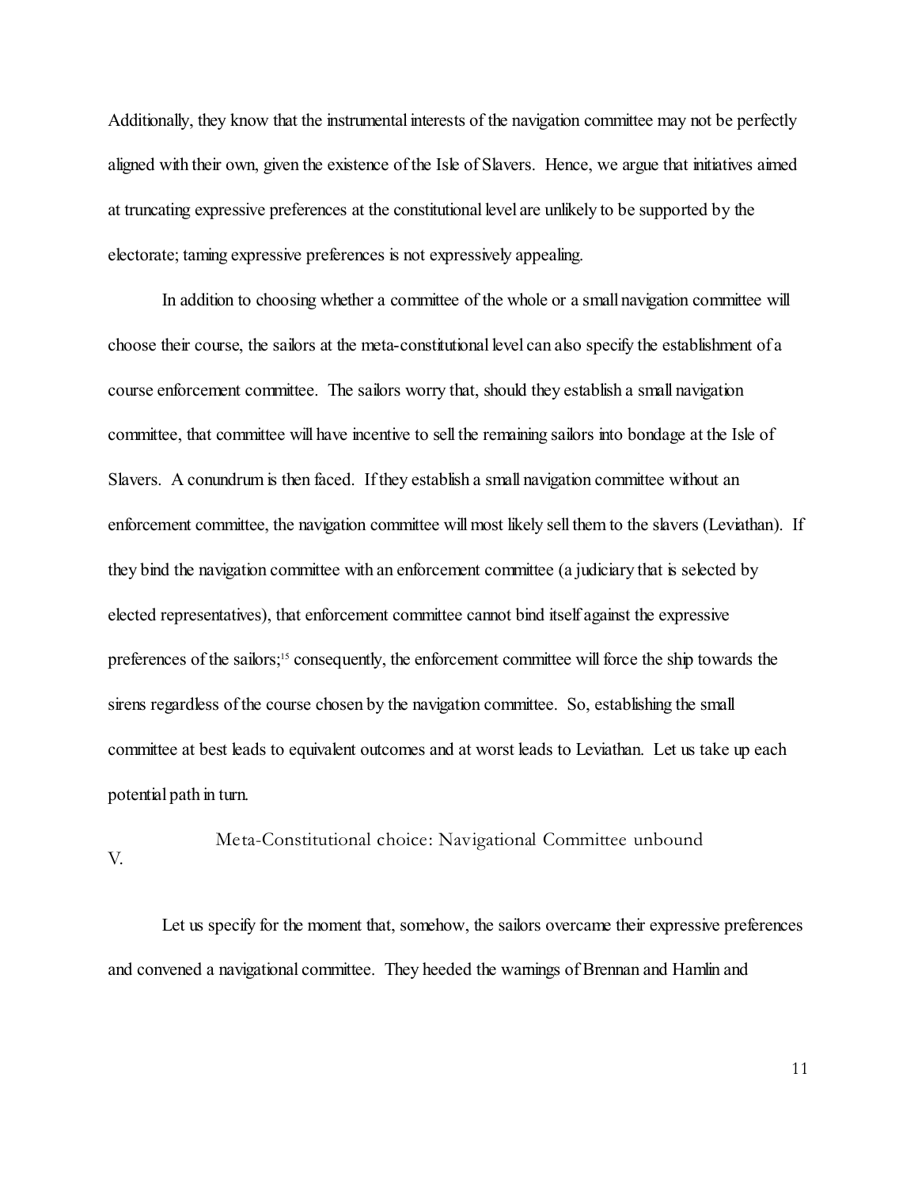Additionally, they know that the instrumental interests of the navigation committee may not be perfectly aligned with their own, given the existence of the Isle of Slavers. Hence, we argue that initiatives aimed at truncating expressive preferences at the constitutional level are unlikely to be supported by the electorate; taming expressive preferences is not expressively appealing.

In addition to choosing whether a committee of the whole or a small navigation committee will choose their course, the sailors at the meta-constitutional level can also specify the establishment of a course enforcement committee. The sailors worry that, should they establish a small navigation committee, that committee will have incentive to sell the remaining sailors into bondage at the Isle of Slavers. A conundrum is then faced. If they establish a small navigation committee without an enforcement committee, the navigation committee will most likely sell them to the slavers (Leviathan). If they bind the navigation committee with an enforcement committee (a judiciary that is selected by elected representatives), that enforcement committee cannot bind itself against the expressive preferences of the sailors;[15] consequently, the enforcement committee will force the ship towards the sirens regardless of the course chosen by the navigation committee. So, establishing the small committee at best leads to equivalent outcomes and at worst leads to Leviathan. Let us take up each potential path in turn.

## V. Meta-Constitutional choice: Navigational Committee unbound

Let us specify for the moment that, somehow, the sailors overcame their expressive preferences and convened a navigational committee. They heeded the warnings of Brennan and Hamlin and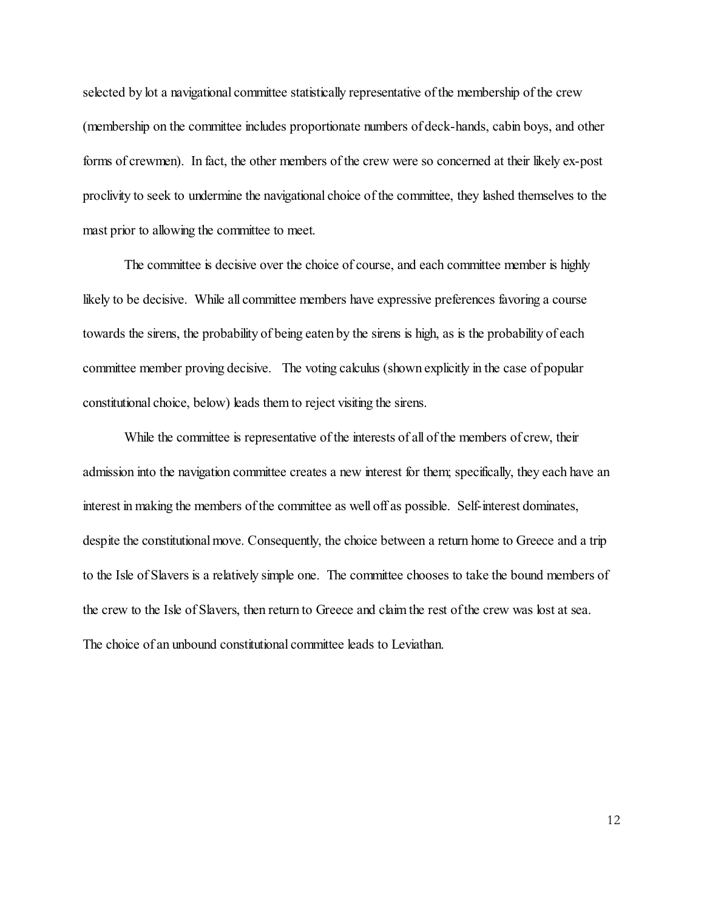selected by lot a navigational committee statistically representative of the membership of the crew (membership on the committee includes proportionate numbers of deck-hands, cabin boys, and other forms of crewmen). In fact, the other members of the crew were so concerned at their likely ex-post proclivity to seek to undermine the navigational choice of the committee, they lashed themselves to the mast prior to allowing the committee to meet.

The committee is decisive over the choice of course, and each committee member is highly likely to be decisive. While all committee members have expressive preferences favoring a course towards the sirens, the probability of being eaten by the sirens is high, as is the probability of each committee member proving decisive. The voting calculus (shown explicitly in the case of popular constitutional choice, below) leads them to reject visiting the sirens.

While the committee is representative of the interests of all of the members of crew, their admission into the navigation committee creates a new interest for them; specifically, they each have an interest in making the members of the committee as well off as possible. Self-interest dominates, despite the constitutional move. Consequently, the choice between a return home to Greece and a trip to the Isle of Slavers is a relatively simple one. The committee chooses to take the bound members of the crew to the Isle of Slavers, then return to Greece and claim the rest of the crew was lost at sea. The choice of an unbound constitutional committee leads to Leviathan.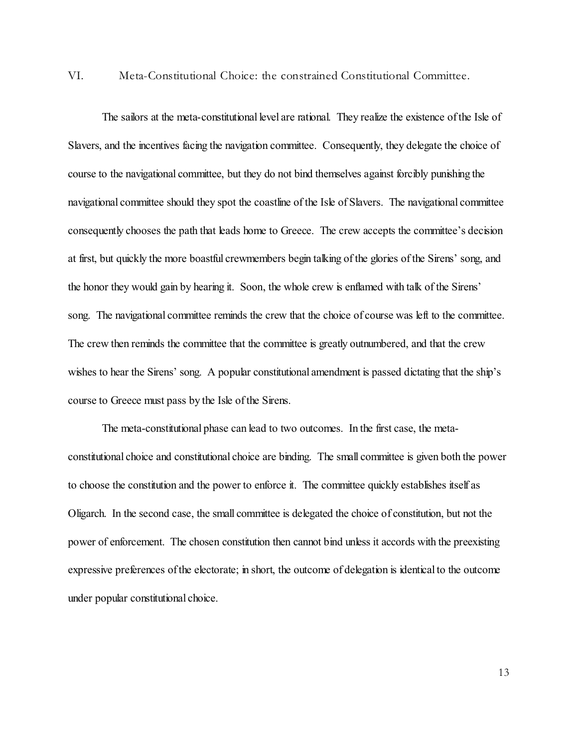## VI. Meta-Constitutional Choice: the constrained Constitutional Committee.

The sailors at the meta-constitutional level are rational. They realize the existence of the Isle of Slavers, and the incentives facing the navigation committee. Consequently, they delegate the choice of course to the navigational committee, but they do not bind themselves against forcibly punishing the navigational committee should they spot the coastline of the Isle of Slavers. The navigational committee consequently chooses the path that leads home to Greece. The crew accepts the committee's decision at first, but quickly the more boastful crewmembers begin talking of the glories of the Sirens' song, and the honor they would gain by hearing it. Soon, the whole crew is enflamed with talk of the Sirens' song. The navigational committee reminds the crew that the choice of course was left to the committee. The crew then reminds the committee that the committee is greatly outnumbered, and that the crew wishes to hear the Sirens' song. A popular constitutional amendment is passed dictating that the ship's course to Greece must pass by the Isle of the Sirens.

The meta-constitutional phase can lead to two outcomes. In the first case, the meta-constitutional choice and constitutional choice are binding. The small committee is given both the power to choose the constitution and the power to enforce it. The committee quickly establishes itself as Oligarch. In the second case, the small committee is delegated the choice of constitution, but not the power of enforcement. The chosen constitution then cannot bind unless it accords with the preexisting expressive preferences of the electorate; in short, the outcome of delegation is identical to the outcome under popular constitutional choice.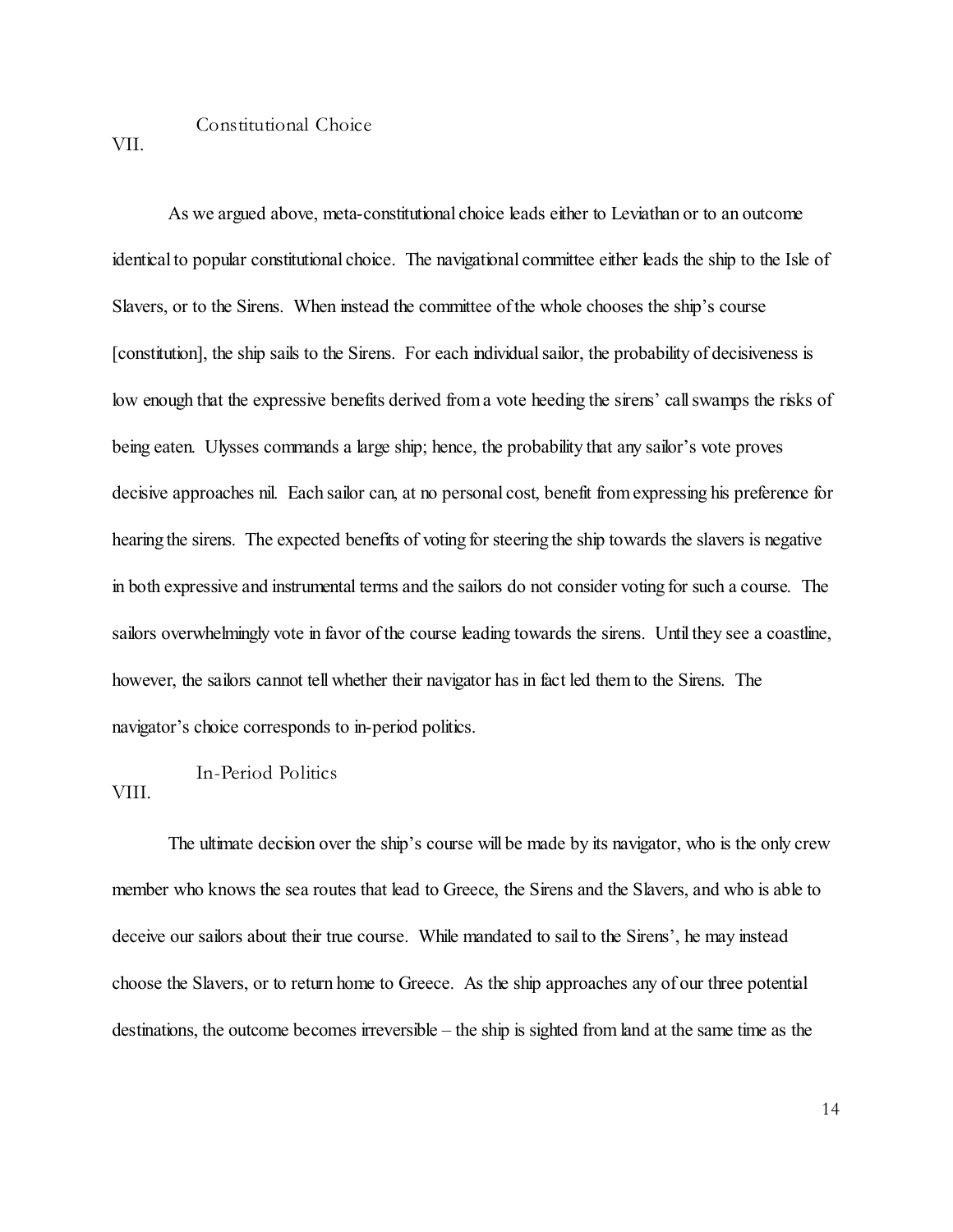## VII. Constitutional Choice

As we argued above, meta-constitutional choice leads either to Leviathan or to an outcome identical to popular constitutional choice. The navigational committee either leads the ship to the Isle of Slavers, or to the Sirens. When instead the committee of the whole chooses the ship's course [constitution], the ship sails to the Sirens. For each individual sailor, the probability of decisiveness is low enough that the expressive benefits derived from a vote heeding the sirens' call swamps the risks of being eaten. Ulysses commands a large ship; hence, the probability that any sailor's vote proves decisive approaches nil. Each sailor can, at no personal cost, benefit from expressing his preference for hearing the sirens. The expected benefits of voting for steering the ship towards the slavers is negative in both expressive and instrumental terms and the sailors do not consider voting for such a course. The sailors overwhelmingly vote in favor of the course leading towards the sirens. Until they see a coastline, however, the sailors cannot tell whether their navigator has in fact led them to the Sirens. The navigator's choice corresponds to in-period politics.

## VIII. In-Period Politics

The ultimate decision over the ship's course will be made by its navigator, who is the only crew member who knows the sea routes that lead to Greece, the Sirens and the Slavers, and who is able to deceive our sailors about their true course. While mandated to sail to the Sirens', he may instead choose the Slavers, or to return home to Greece. As the ship approaches any of our three potential destinations, the outcome becomes irreversible – the ship is sighted from land at the same time as the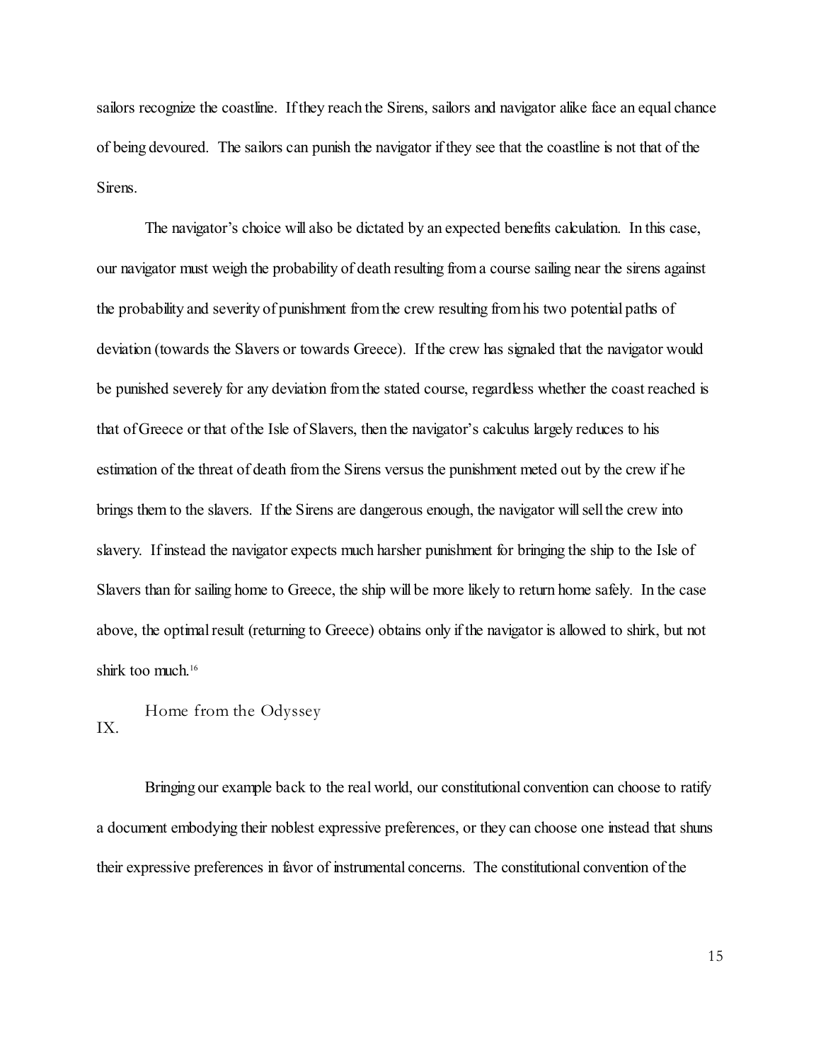sailors recognize the coastline. If they reach the Sirens, sailors and navigator alike face an equal chance of being devoured. The sailors can punish the navigator if they see that the coastline is not that of the Sirens.

The navigator's choice will also be dictated by an expected benefits calculation. In this case, our navigator must weigh the probability of death resulting from a course sailing near the sirens against the probability and severity of punishment from the crew resulting from his two potential paths of deviation (towards the Slavers or towards Greece). If the crew has signaled that the navigator would be punished severely for any deviation from the stated course, regardless whether the coast reached is that of Greece or that of the Isle of Slavers, then the navigator's calculus largely reduces to his estimation of the threat of death from the Sirens versus the punishment meted out by the crew if he brings them to the slavers. If the Sirens are dangerous enough, the navigator will sell the crew into slavery. If instead the navigator expects much harsher punishment for bringing the ship to the Isle of Slavers than for sailing home to Greece, the ship will be more likely to return home safely. In the case above, the optimal result (returning to Greece) obtains only if the navigator is allowed to shirk, but not shirk too much.[16]

## IX. Home from the Odyssey

Bringing our example back to the real world, our constitutional convention can choose to ratify a document embodying their noblest expressive preferences, or they can choose one instead that shuns their expressive preferences in favor of instrumental concerns. The constitutional convention of the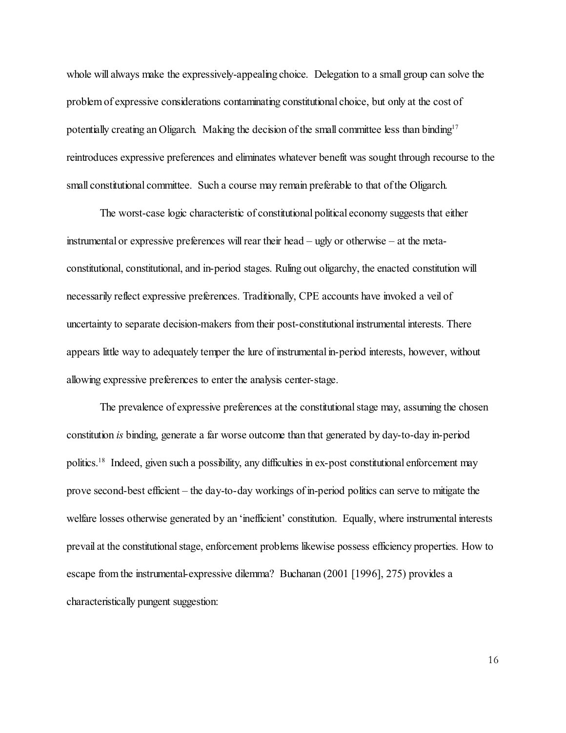whole will always make the expressively-appealing choice. Delegation to a small group can solve the problem of expressive considerations contaminating constitutional choice, but only at the cost of potentially creating an Oligarch. Making the decision of the small committee less than binding[17] reintroduces expressive preferences and eliminates whatever benefit was sought through recourse to the small constitutional committee. Such a course may remain preferable to that of the Oligarch.

The worst-case logic characteristic of constitutional political economy suggests that either instrumental or expressive preferences will rear their head – ugly or otherwise – at the meta-constitutional, constitutional, and in-period stages. Ruling out oligarchy, the enacted constitution will necessarily reflect expressive preferences. Traditionally, CPE accounts have invoked a veil of uncertainty to separate decision-makers from their post-constitutional instrumental interests. There appears little way to adequately temper the lure of instrumental in-period interests, however, without allowing expressive preferences to enter the analysis center-stage.

The prevalence of expressive preferences at the constitutional stage may, assuming the chosen constitution *is* binding, generate a far worse outcome than that generated by day-to-day in-period politics.[18] Indeed, given such a possibility, any difficulties in ex-post constitutional enforcement may prove second-best efficient – the day-to-day workings of in-period politics can serve to mitigate the welfare losses otherwise generated by an 'inefficient' constitution. Equally, where instrumental interests prevail at the constitutional stage, enforcement problems likewise possess efficiency properties. How to escape from the instrumental-expressive dilemma? Buchanan (2001 [1996], 275) provides a characteristically pungent suggestion: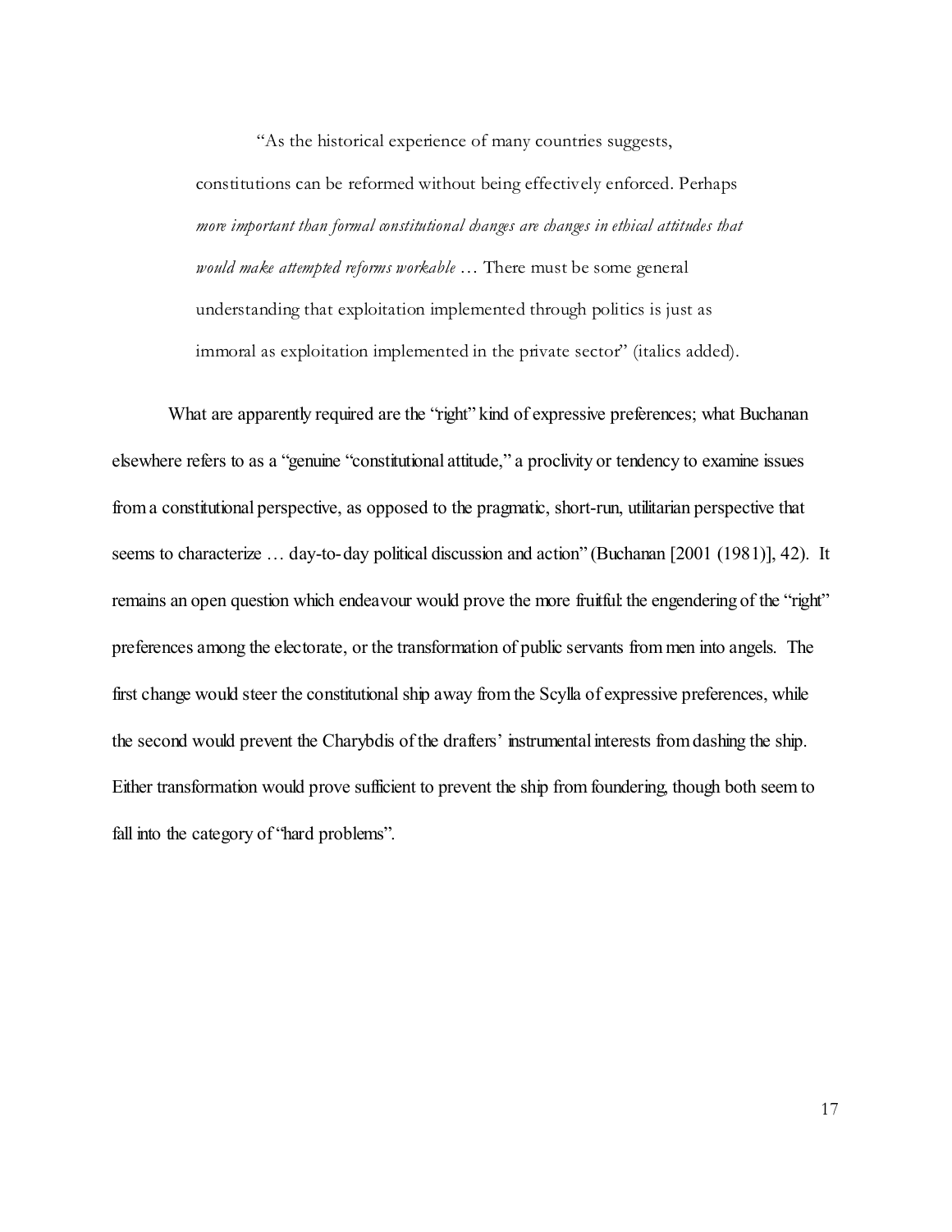> "As the historical experience of many countries suggests, constitutions can be reformed without being effectively enforced. Perhaps *more important than formal constitutional changes are changes in ethical attitudes that would make attempted reforms workable* … There must be some general understanding that exploitation implemented through politics is just as immoral as exploitation implemented in the private sector" (italics added).

What are apparently required are the "right" kind of expressive preferences; what Buchanan elsewhere refers to as a "genuine "constitutional attitude," a proclivity or tendency to examine issues from a constitutional perspective, as opposed to the pragmatic, short-run, utilitarian perspective that seems to characterize … day-to-day political discussion and action" (Buchanan [2001 (1981)], 42). It remains an open question which endeavour would prove the more fruitful: the engendering of the "right" preferences among the electorate, or the transformation of public servants from men into angels. The first change would steer the constitutional ship away from the Scylla of expressive preferences, while the second would prevent the Charybdis of the drafters' instrumental interests from dashing the ship. Either transformation would prove sufficient to prevent the ship from foundering, though both seem to fall into the category of "hard problems".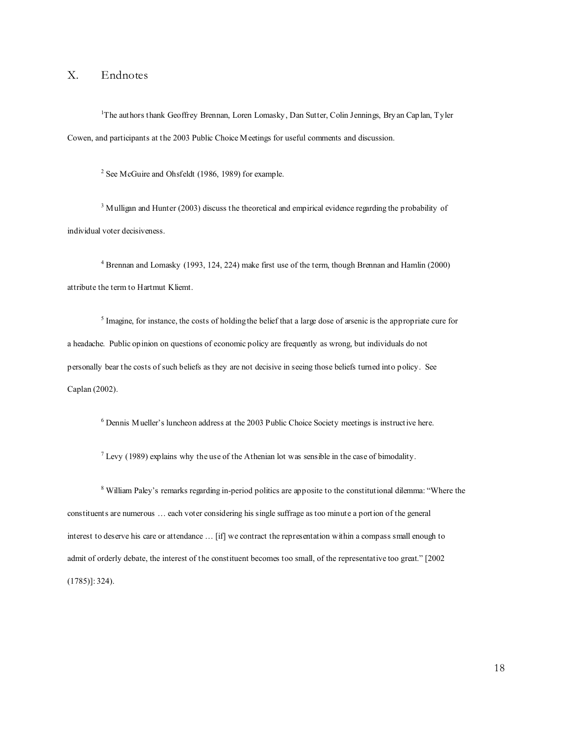## X. Endnotes

[1]The authors thank Geoffrey Brennan, Loren Lomasky, Dan Sutter, Colin Jennings, Bryan Caplan, Tyler Cowen, and participants at the 2003 Public Choice Meetings for useful comments and discussion.

[2] See McGuire and Ohsfeldt (1986, 1989) for example.

[3] Mulligan and Hunter (2003) discuss the theoretical and empirical evidence regarding the probability of individual voter decisiveness.

[4] Brennan and Lomasky (1993, 124, 224) make first use of the term, though Brennan and Hamlin (2000) attribute the term to Hartmut Kliemt.

[5] Imagine, for instance, the costs of holding the belief that a large dose of arsenic is the appropriate cure for a headache. Public opinion on questions of economic policy are frequently as wrong, but individuals do not personally bear the costs of such beliefs as they are not decisive in seeing those beliefs turned into policy. See Caplan (2002).

[6] Dennis Mueller's luncheon address at the 2003 Public Choice Society meetings is instructive here.

[7] Levy (1989) explains why the use of the Athenian lot was sensible in the case of bimodality.

[8] William Paley's remarks regarding in-period politics are apposite to the constitutional dilemma: "Where the constituents are numerous … each voter considering his single suffrage as too minute a portion of the general interest to deserve his care or attendance … [if] we contract the representation within a compass small enough to admit of orderly debate, the interest of the constituent becomes too small, of the representative too great." [2002 (1785)]: 324).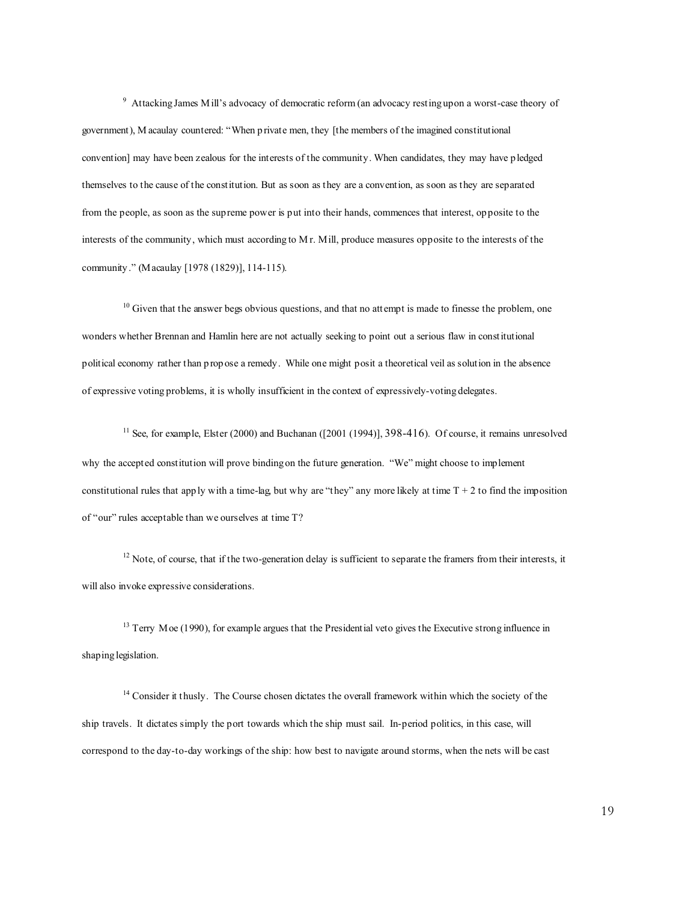[9] Attacking James Mill's advocacy of democratic reform (an advocacy resting upon a worst-case theory of government), Macaulay countered: "When private men, they [the members of the imagined constitutional convention] may have been zealous for the interests of the community. When candidates, they may have pledged themselves to the cause of the constitution. But as soon as they are a convention, as soon as they are separated from the people, as soon as the supreme power is put into their hands, commences that interest, opposite to the interests of the community, which must according to Mr. Mill, produce measures opposite to the interests of the community." (Macaulay [1978 (1829)], 114-115).

[10] Given that the answer begs obvious questions, and that no attempt is made to finesse the problem, one wonders whether Brennan and Hamlin here are not actually seeking to point out a serious flaw in constitutional political economy rather than propose a remedy. While one might posit a theoretical veil as solution in the absence of expressive voting problems, it is wholly insufficient in the context of expressively-voting delegates.

[11] See, for example, Elster (2000) and Buchanan ([2001 (1994)], 398-416). Of course, it remains unresolved why the accepted constitution will prove binding on the future generation. "We" might choose to implement constitutional rules that apply with a time-lag, but why are "they" any more likely at time $T + 2$ to find the imposition of "our" rules acceptable than we ourselves at time $T$?

[12] Note, of course, that if the two-generation delay is sufficient to separate the framers from their interests, it will also invoke expressive considerations.

[13] Terry Moe (1990), for example argues that the Presidential veto gives the Executive strong influence in shaping legislation.

[14] Consider it thusly. The Course chosen dictates the overall framework within which the society of the ship travels. It dictates simply the port towards which the ship must sail. In-period politics, in this case, will correspond to the day-to-day workings of the ship: how best to navigate around storms, when the nets will be cast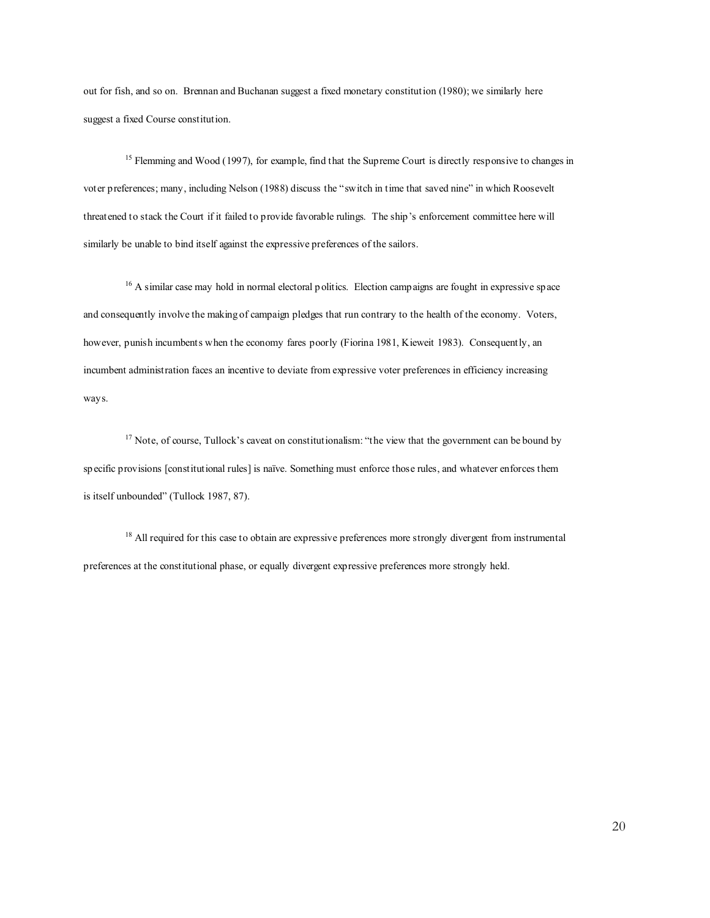out for fish, and so on. Brennan and Buchanan suggest a fixed monetary constitution (1980); we similarly here suggest a fixed Course constitution.

[15] Flemming and Wood (1997), for example, find that the Supreme Court is directly responsive to changes in voter preferences; many, including Nelson (1988) discuss the "switch in time that saved nine" in which Roosevelt threatened to stack the Court if it failed to provide favorable rulings. The ship's enforcement committee here will similarly be unable to bind itself against the expressive preferences of the sailors.

[16] A similar case may hold in normal electoral politics. Election campaigns are fought in expressive space and consequently involve the making of campaign pledges that run contrary to the health of the economy. Voters, however, punish incumbents when the economy fares poorly (Fiorina 1981, Kieweit 1983). Consequently, an incumbent administration faces an incentive to deviate from expressive voter preferences in efficiency increasing ways.

[17] Note, of course, Tullock's caveat on constitutionalism: "the view that the government can be bound by specific provisions [constitutional rules] is naïve. Something must enforce those rules, and whatever enforces them is itself unbounded" (Tullock 1987, 87).

[18] All required for this case to obtain are expressive preferences more strongly divergent from instrumental preferences at the constitutional phase, or equally divergent expressive preferences more strongly held.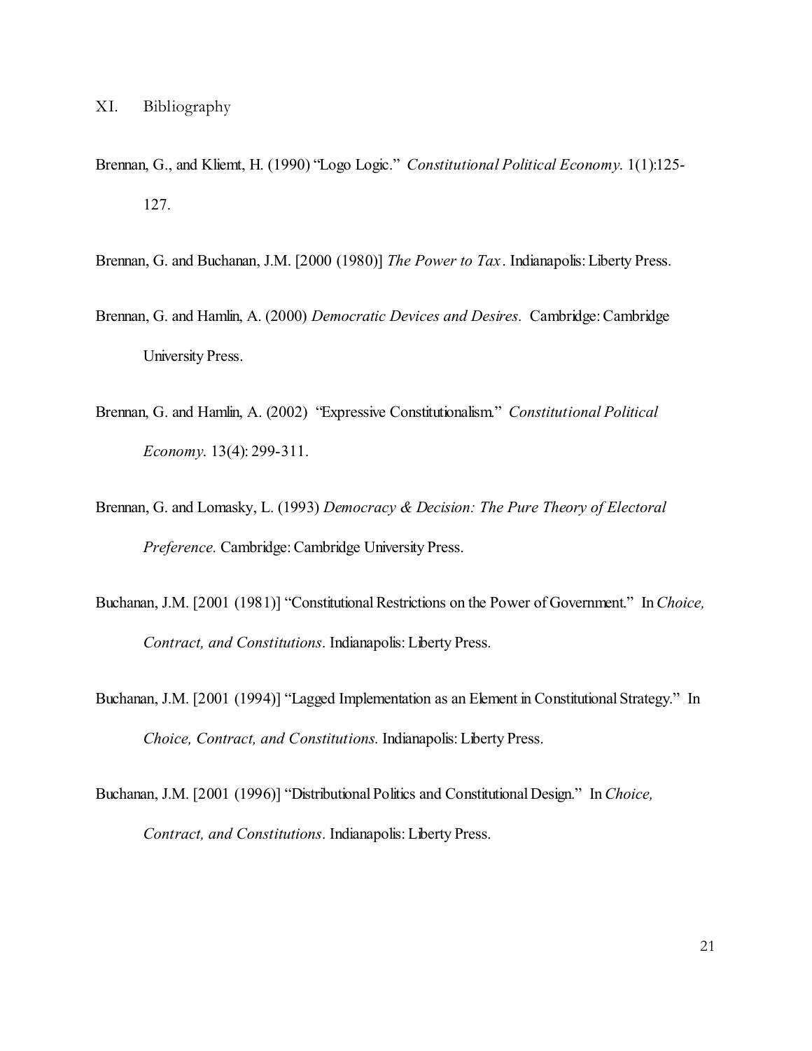## XI. Bibliography

Brennan, G., and Kliemt, H. (1990) "Logo Logic." *Constitutional Political Economy*. 1(1):125-127.

Brennan, G. and Buchanan, J.M. [2000 (1980)] *The Power to Tax*. Indianapolis: Liberty Press.

Brennan, G. and Hamlin, A. (2000) *Democratic Devices and Desires*. Cambridge: Cambridge University Press.

Brennan, G. and Hamlin, A. (2002) "Expressive Constitutionalism." *Constitutional Political Economy*. 13(4): 299-311.

Brennan, G. and Lomasky, L. (1993) *Democracy & Decision: The Pure Theory of Electoral Preference.* Cambridge: Cambridge University Press.

Buchanan, J.M. [2001 (1981)] "Constitutional Restrictions on the Power of Government." In *Choice, Contract, and Constitutions*. Indianapolis: Liberty Press.

Buchanan, J.M. [2001 (1994)] "Lagged Implementation as an Element in Constitutional Strategy." In *Choice, Contract, and Constitutions.* Indianapolis: Liberty Press.

Buchanan, J.M. [2001 (1996)] "Distributional Politics and Constitutional Design." In *Choice, Contract, and Constitutions*. Indianapolis: Liberty Press.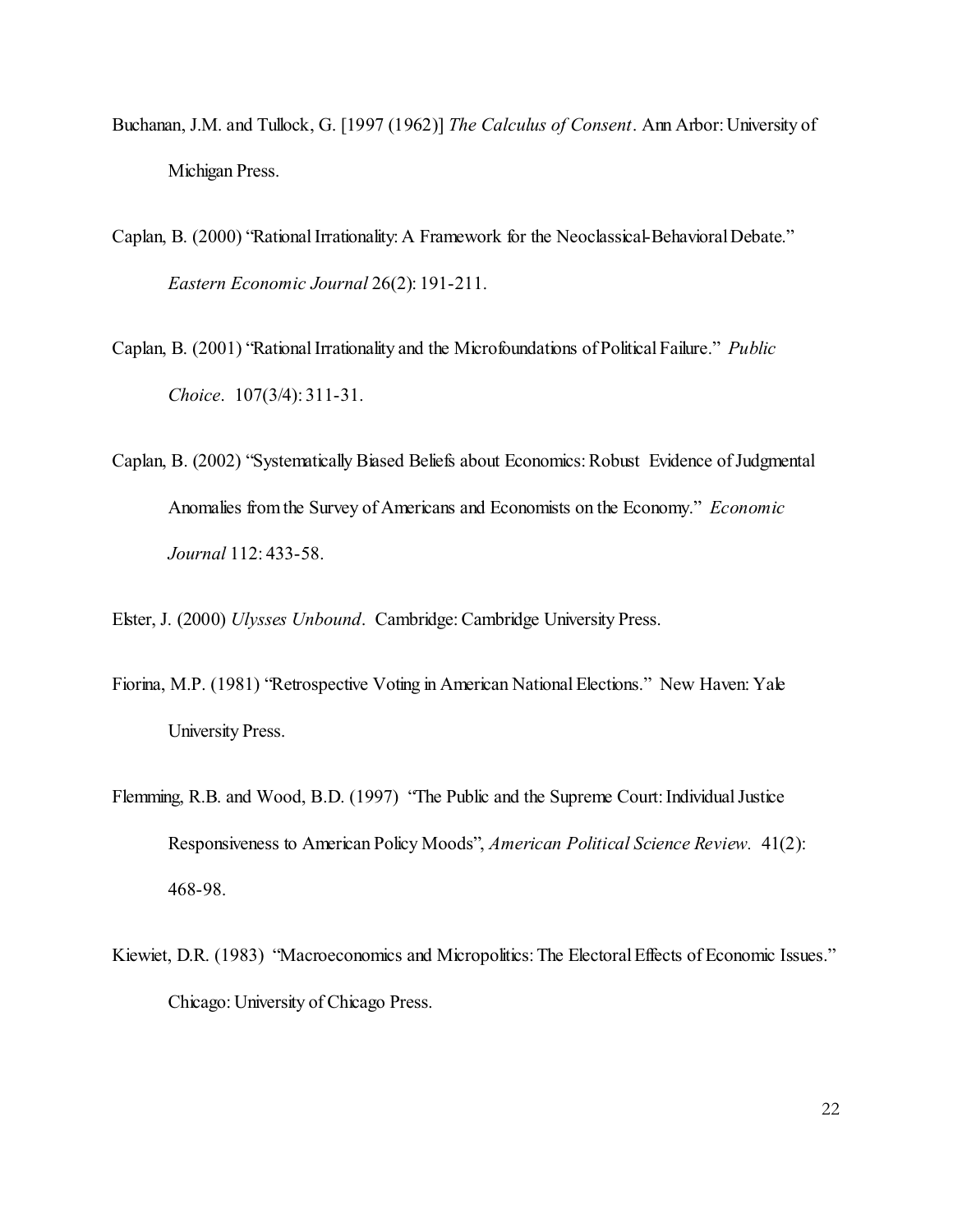Buchanan, J.M. and Tullock, G. [1997 (1962)] *The Calculus of Consent*. Ann Arbor: University of Michigan Press.

Caplan, B. (2000) "Rational Irrationality: A Framework for the Neoclassical-Behavioral Debate." *Eastern Economic Journal* 26(2): 191-211.

Caplan, B. (2001) "Rational Irrationality and the Microfoundations of Political Failure." *Public Choice*. 107(3/4): 311-31.

Caplan, B. (2002) "Systematically Biased Beliefs about Economics: Robust Evidence of Judgmental Anomalies from the Survey of Americans and Economists on the Economy." *Economic Journal* 112: 433-58.

Elster, J. (2000) *Ulysses Unbound*. Cambridge: Cambridge University Press.

Fiorina, M.P. (1981) "Retrospective Voting in American National Elections." New Haven: Yale University Press.

Flemming, R.B. and Wood, B.D. (1997) "The Public and the Supreme Court: Individual Justice Responsiveness to American Policy Moods", *American Political Science Review.* 41(2): 468-98.

Kiewiet, D.R. (1983) "Macroeconomics and Micropolitics: The Electoral Effects of Economic Issues." Chicago: University of Chicago Press.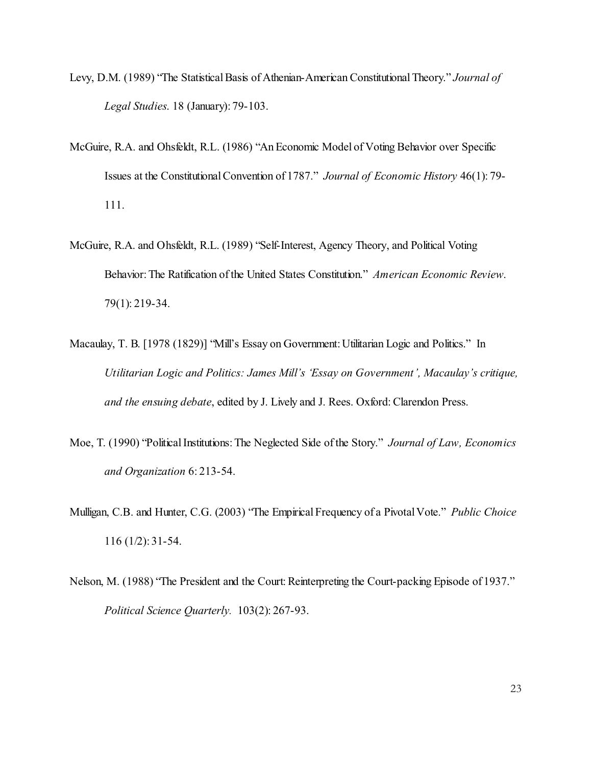Levy, D.M. (1989) "The Statistical Basis of Athenian-American Constitutional Theory." *Journal of Legal Studies*. 18 (January): 79-103.

McGuire, R.A. and Ohsfeldt, R.L. (1986) "An Economic Model of Voting Behavior over Specific Issues at the Constitutional Convention of 1787." *Journal of Economic History* 46(1): 79-111.

McGuire, R.A. and Ohsfeldt, R.L. (1989) "Self-Interest, Agency Theory, and Political Voting Behavior: The Ratification of the United States Constitution." *American Economic Review*. 79(1): 219-34.

Macaulay, T. B. [1978 (1829)] "Mill's Essay on Government: Utilitarian Logic and Politics." In *Utilitarian Logic and Politics: James Mill's 'Essay on Government', Macaulay's critique, and the ensuing debate*, edited by J. Lively and J. Rees. Oxford: Clarendon Press.

Moe, T. (1990) "Political Institutions: The Neglected Side of the Story." *Journal of Law, Economics and Organization* 6: 213-54.

Mulligan, C.B. and Hunter, C.G. (2003) "The Empirical Frequency of a Pivotal Vote." *Public Choice* 116 (1/2): 31-54.

Nelson, M. (1988) "The President and the Court: Reinterpreting the Court-packing Episode of 1937." *Political Science Quarterly.* 103(2): 267-93.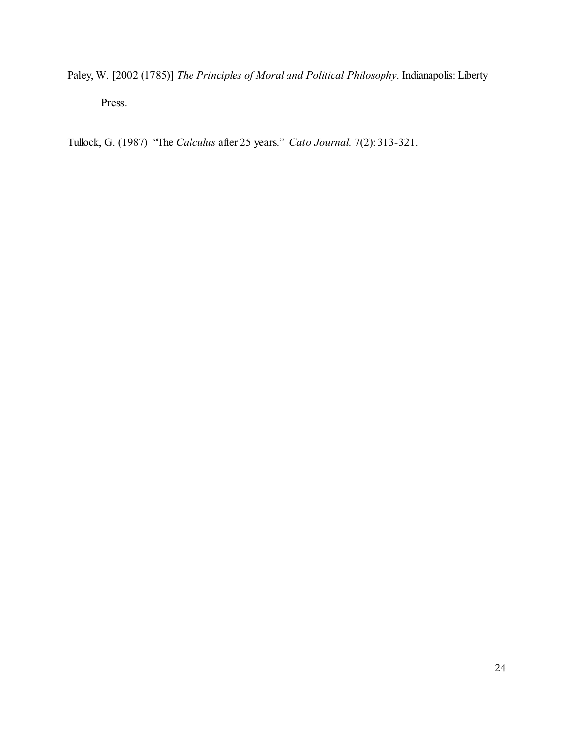Paley, W. [2002 (1785)] *The Principles of Moral and Political Philosophy*. Indianapolis: Liberty Press.

Tullock, G. (1987) "The *Calculus* after 25 years." *Cato Journal.* 7(2): 313-321.